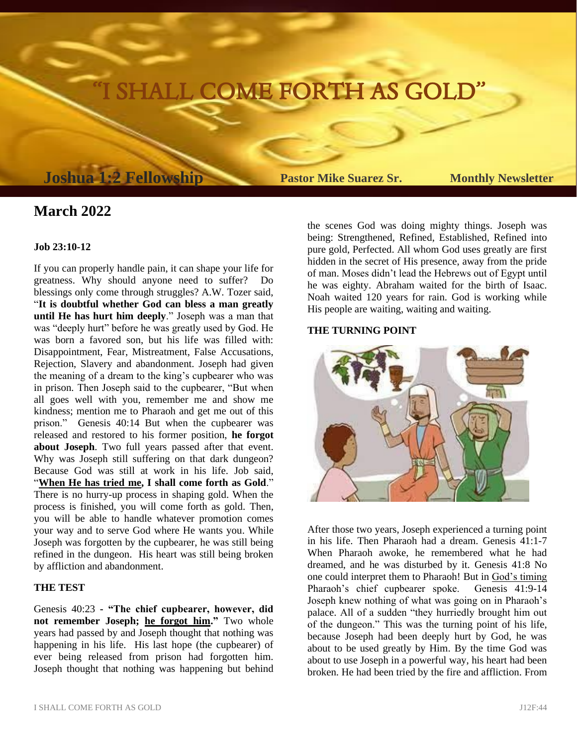／# “I SHALL COME FORTH AS GOLD”

**Joshua 1:2 Fellowship** **Pastor Mike Suarez Sr.** **Monthly Newsletter**

## March 2022

**Job 23:10-12**

If you can properly handle pain, it can shape your life for greatness. Why should anyone need to suffer? Do blessings only come through struggles? A.W. Tozer said, “**It is doubtful whether God can bless a man greatly until He has hurt him deeply**.” Joseph was a man that was “deeply hurt” before he was greatly used by God. He was born a favored son, but his life was filled with: Disappointment, Fear, Mistreatment, False Accusations, Rejection, Slavery and abandonment. Joseph had given the meaning of a dream to the king’s cupbearer who was in prison. Then Joseph said to the cupbearer, “But when all goes well with you, remember me and show me kindness; mention me to Pharaoh and get me out of this prison.” Genesis 40:14 But when the cupbearer was released and restored to his former position, **he forgot about Joseph**. Two full years passed after that event. Why was Joseph still suffering on that dark dungeon? Because God was still at work in his life. Job said, “**When He has tried me, I shall come forth as Gold**.” There is no hurry-up process in shaping gold. When the process is finished, you will come forth as gold. Then, you will be able to handle whatever promotion comes your way and to serve God where He wants you. While Joseph was forgotten by the cupbearer, he was still being refined in the dungeon. His heart was still being broken by affliction and abandonment.

**THE TEST**

Genesis 40:23 - **“The chief cupbearer, however, did not remember Joseph; he forgot him.”** Two whole years had passed by and Joseph thought that nothing was happening in his life. His last hope (the cupbearer) of ever being released from prison had forgotten him. Joseph thought that nothing was happening but behind the scenes God was doing mighty things. Joseph was being: Strengthened, Refined, Established, Refined into pure gold, Perfected. All whom God uses greatly are first hidden in the secret of His presence, away from the pride of man. Moses didn’t lead the Hebrews out of Egypt until he was eighty. Abraham waited for the birth of Isaac. Noah waited 120 years for rain. God is working while His people are waiting, waiting and waiting.

**THE TURNING POINT**

After those two years, Joseph experienced a turning point in his life. Then Pharaoh had a dream. Genesis 41:1-7 When Pharaoh awoke, he remembered what he had dreamed, and he was disturbed by it. Genesis 41:8 No one could interpret them to Pharaoh! But in God’s timing Pharaoh’s chief cupbearer spoke. Genesis 41:9-14 Joseph knew nothing of what was going on in Pharaoh’s palace. All of a sudden “they hurriedly brought him out of the dungeon.” This was the turning point of his life, because Joseph had been deeply hurt by God, he was about to be used greatly by Him. By the time God was about to use Joseph in a powerful way, his heart had been broken. He had been tried by the fire and affliction. From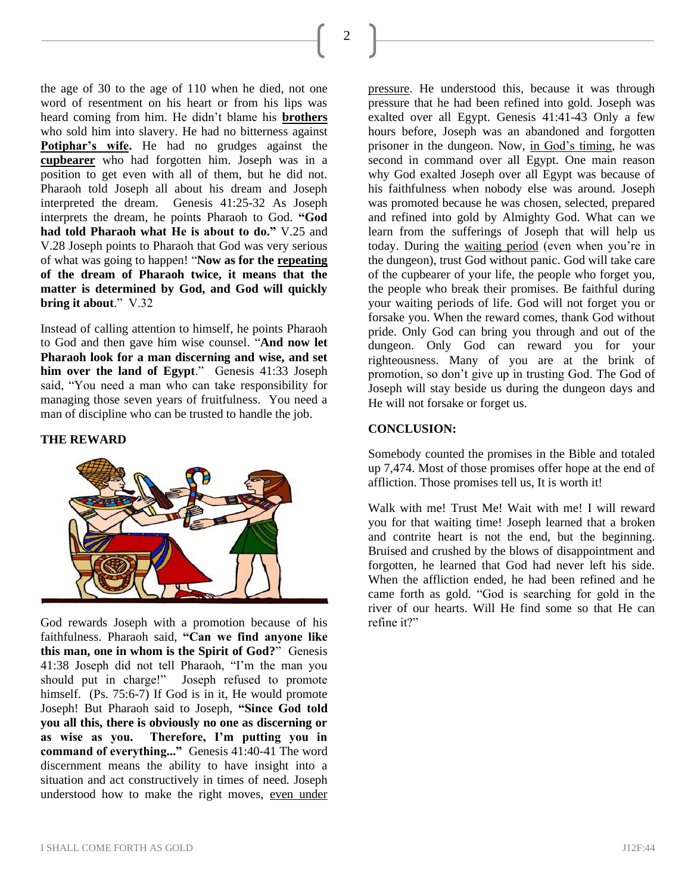the age of 30 to the age of 110 when he died, not one word of resentment on his heart or from his lips was heard coming from him. He didn't blame his **brothers** who sold him into slavery. He had no bitterness against **Potiphar's wife.** He had no grudges against the **cupbearer** who had forgotten him. Joseph was in a position to get even with all of them, but he did not. Pharaoh told Joseph all about his dream and Joseph interpreted the dream. Genesis 41:25-32 As Joseph interprets the dream, he points Pharaoh to God. **"God had told Pharaoh what He is about to do."** V.25 and V.28 Joseph points to Pharaoh that God was very serious of what was going to happen! "**Now as for the repeating of the dream of Pharaoh twice, it means that the matter is determined by God, and God will quickly bring it about**." V.32

Instead of calling attention to himself, he points Pharaoh to God and then gave him wise counsel. "**And now let Pharaoh look for a man discerning and wise, and set him over the land of Egypt**." Genesis 41:33 Joseph said, "You need a man who can take responsibility for managing those seven years of fruitfulness. You need a man of discipline who can be trusted to handle the job.

**THE REWARD**

God rewards Joseph with a promotion because of his faithfulness. Pharaoh said, **"Can we find anyone like this man, one in whom is the Spirit of God?**" Genesis 41:38 Joseph did not tell Pharaoh, "I'm the man you should put in charge!" Joseph refused to promote himself. (Ps. 75:6-7) If God is in it, He would promote Joseph! But Pharaoh said to Joseph, **"Since God told you all this, there is obviously no one as discerning or as wise as you. Therefore, I'm putting you in command of everything..."** Genesis 41:40-41 The word discernment means the ability to have insight into a situation and act constructively in times of need. Joseph understood how to make the right moves, even under pressure. He understood this, because it was through pressure that he had been refined into gold. Joseph was exalted over all Egypt. Genesis 41:41-43 Only a few hours before, Joseph was an abandoned and forgotten prisoner in the dungeon. Now, in God's timing, he was second in command over all Egypt. One main reason why God exalted Joseph over all Egypt was because of his faithfulness when nobody else was around. Joseph was promoted because he was chosen, selected, prepared and refined into gold by Almighty God. What can we learn from the sufferings of Joseph that will help us today. During the waiting period (even when you're in the dungeon), trust God without panic. God will take care of the cupbearer of your life, the people who forget you, the people who break their promises. Be faithful during your waiting periods of life. God will not forget you or forsake you. When the reward comes, thank God without pride. Only God can bring you through and out of the dungeon. Only God can reward you for your righteousness. Many of you are at the brink of promotion, so don't give up in trusting God. The God of Joseph will stay beside us during the dungeon days and He will not forsake or forget us.

**CONCLUSION:**

Somebody counted the promises in the Bible and totaled up 7,474. Most of those promises offer hope at the end of affliction. Those promises tell us, It is worth it!

Walk with me! Trust Me! Wait with me! I will reward you for that waiting time! Joseph learned that a broken and contrite heart is not the end, but the beginning. Bruised and crushed by the blows of disappointment and forgotten, he learned that God had never left his side. When the affliction ended, he had been refined and he came forth as gold. "God is searching for gold in the river of our hearts. Will He find some so that He can refine it?"